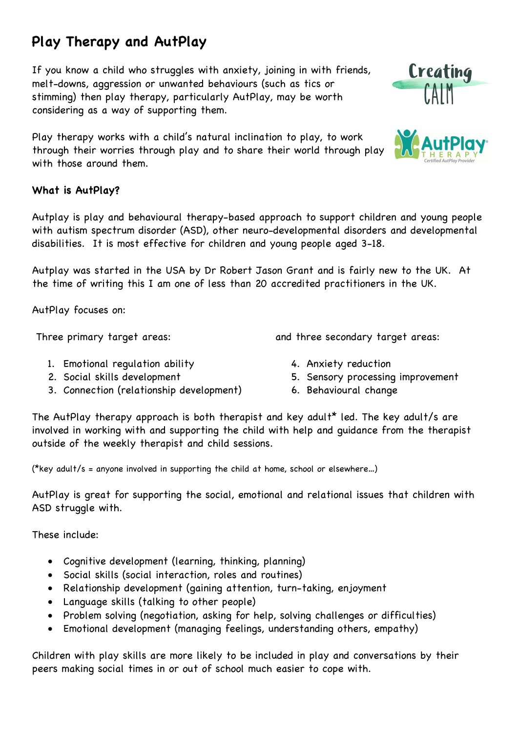# Play Therapy and AutPlay

If you know a child who struggles with anxiety, joining in with friends, melt-downs, aggression or unwanted behaviours (such as tics or stimming) then play therapy, particularly AutPlay, may be worth considering as a way of supporting them.

Play therapy works with a child's natural inclination to play, to work through their worries through play and to share their world through play with those around them.

### What is AutPlay?

Autplay is play and behavioural therapy-based approach to support children and young people with autism spectrum disorder (ASD), other neuro-developmental disorders and developmental disabilities. It is most effective for children and young people aged 3-18.

Autplay was started in the USA by Dr Robert Jason Grant and is fairly new to the UK. At the time of writing this I am one of less than 20 accredited practitioners in the UK.

AutPlay focuses on:

Three primary target areas:

1. Emotional regulation ability
2. Social skills development
3. Connection (relationship development)

and three secondary target areas:

4. Anxiety reduction
5. Sensory processing improvement
6. Behavioural change

The AutPlay therapy approach is both therapist and key adult* led. The key adult/s are involved in working with and supporting the child with help and guidance from the therapist outside of the weekly therapist and child sessions.

(*key adult/s = anyone involved in supporting the child at home, school or elsewhere…)

AutPlay is great for supporting the social, emotional and relational issues that children with ASD struggle with.

These include:

- Cognitive development (learning, thinking, planning)
- Social skills (social interaction, roles and routines)
- Relationship development (gaining attention, turn-taking, enjoyment
- Language skills (talking to other people)
- Problem solving (negotiation, asking for help, solving challenges or difficulties)
- Emotional development (managing feelings, understanding others, empathy)

Children with play skills are more likely to be included in play and conversations by their peers making social times in or out of school much easier to cope with.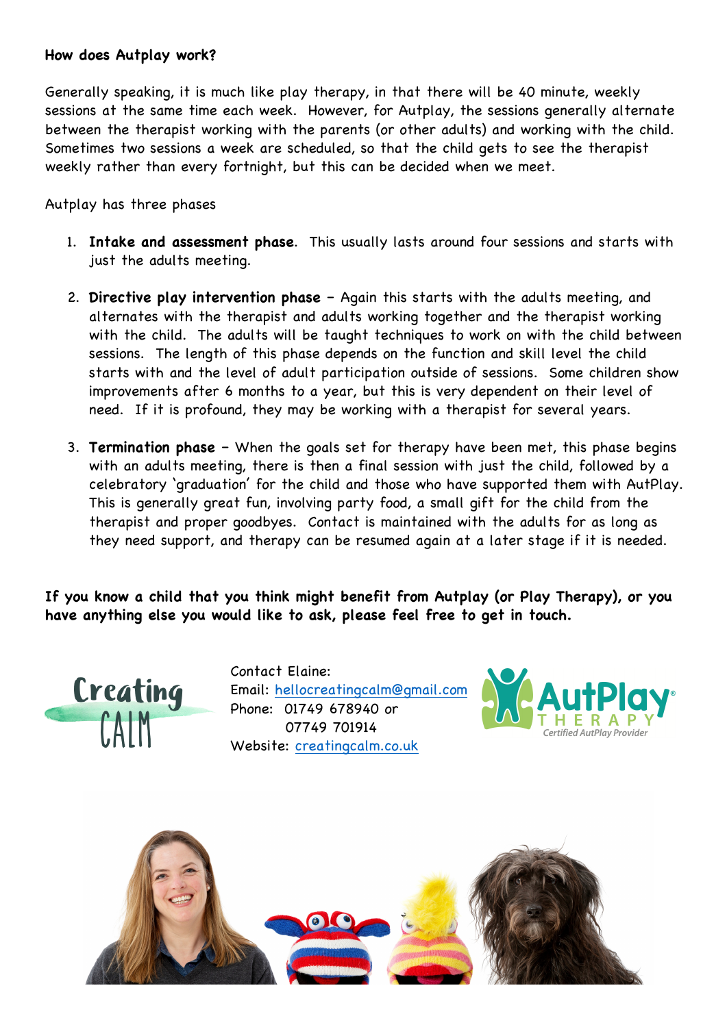**How does Autplay work?**

Generally speaking, it is much like play therapy, in that there will be 40 minute, weekly sessions at the same time each week. However, for Autplay, the sessions generally alternate between the therapist working with the parents (or other adults) and working with the child. Sometimes two sessions a week are scheduled, so that the child gets to see the therapist weekly rather than every fortnight, but this can be decided when we meet.

Autplay has three phases

1. **Intake and assessment phase**. This usually lasts around four sessions and starts with just the adults meeting.

2. **Directive play intervention phase** – Again this starts with the adults meeting, and alternates with the therapist and adults working together and the therapist working with the child. The adults will be taught techniques to work on with the child between sessions. The length of this phase depends on the function and skill level the child starts with and the level of adult participation outside of sessions. Some children show improvements after 6 months to a year, but this is very dependent on their level of need. If it is profound, they may be working with a therapist for several years.

3. **Termination phase** – When the goals set for therapy have been met, this phase begins with an adults meeting, there is then a final session with just the child, followed by a celebratory 'graduation' for the child and those who have supported them with AutPlay. This is generally great fun, involving party food, a small gift for the child from the therapist and proper goodbyes. Contact is maintained with the adults for as long as they need support, and therapy can be resumed again at a later stage if it is needed.

**If you know a child that you think might benefit from Autplay (or Play Therapy), or you have anything else you would like to ask, please feel free to get in touch.**

Creating CALM

Contact Elaine:
Email: hellocreatingcalm@gmail.com
Phone: 01749 678940 or
07749 701914
Website: creatingcalm.co.uk

AutPlay® THERAPY
Certified AutPlay Provider